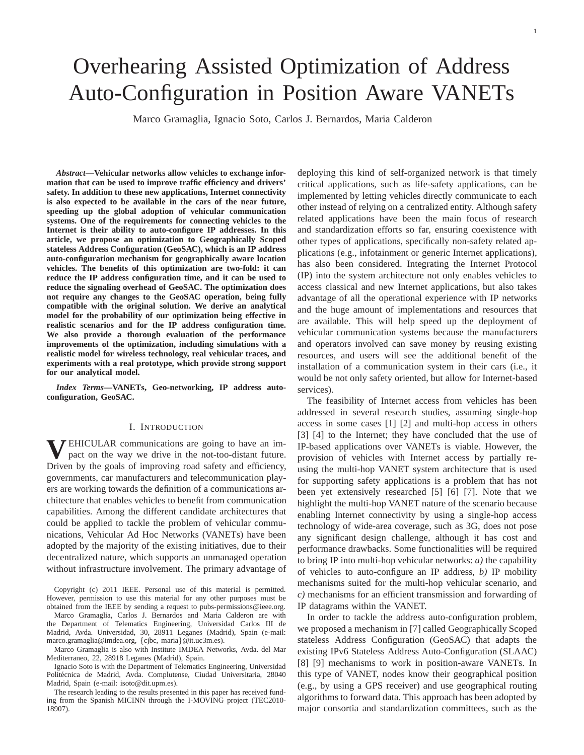# Overhearing Assisted Optimization of Address Auto-Configuration in Position Aware VANETs

Marco Gramaglia, Ignacio Soto, Carlos J. Bernardos, Maria Calderon

***Abstract*—Vehicular networks allow vehicles to exchange information that can be used to improve traffic efficiency and drivers' safety. In addition to these new applications, Internet connectivity is also expected to be available in the cars of the near future, speeding up the global adoption of vehicular communication systems. One of the requirements for connecting vehicles to the Internet is their ability to auto-configure IP addresses. In this article, we propose an optimization to Geographically Scoped stateless Address Configuration (GeoSAC), which is an IP address auto-configuration mechanism for geographically aware location vehicles. The benefits of this optimization are two-fold: it can reduce the IP address configuration time, and it can be used to reduce the signaling overhead of GeoSAC. The optimization does not require any changes to the GeoSAC operation, being fully compatible with the original solution. We derive an analytical model for the probability of our optimization being effective in realistic scenarios and for the IP address configuration time. We also provide a thorough evaluation of the performance improvements of the optimization, including simulations with a realistic model for wireless technology, real vehicular traces, and experiments with a real prototype, which provide strong support for our analytical model.**

***Index Terms*—VANETs, Geo-networking, IP address auto-configuration, GeoSAC.**

## I. Introduction

Vehicular communications are going to have an impact on the way we drive in the not-too-distant future. Driven by the goals of improving road safety and efficiency, governments, car manufacturers and telecommunication players are working towards the definition of a communications architecture that enables vehicles to benefit from communication capabilities. Among the different candidate architectures that could be applied to tackle the problem of vehicular communications, Vehicular Ad Hoc Networks (VANETs) have been adopted by the majority of the existing initiatives, due to their decentralized nature, which supports an unmanaged operation without infrastructure involvement. The primary advantage of deploying this kind of self-organized network is that timely critical applications, such as life-safety applications, can be implemented by letting vehicles directly communicate to each other instead of relying on a centralized entity. Although safety related applications have been the main focus of research and standardization efforts so far, ensuring coexistence with other types of applications, specifically non-safety related applications (e.g., infotainment or generic Internet applications), has also been considered. Integrating the Internet Protocol (IP) into the system architecture not only enables vehicles to access classical and new Internet applications, but also takes advantage of all the operational experience with IP networks and the huge amount of implementations and resources that are available. This will help speed up the deployment of vehicular communication systems because the manufacturers and operators involved can save money by reusing existing resources, and users will see the additional benefit of the installation of a communication system in their cars (i.e., it would be not only safety oriented, but allow for Internet-based services).

The feasibility of Internet access from vehicles has been addressed in several research studies, assuming single-hop access in some cases [1] [2] and multi-hop access in others [3] [4] to the Internet; they have concluded that the use of IP-based applications over VANETs is viable. However, the provision of vehicles with Internet access by partially re-using the multi-hop VANET system architecture that is used for supporting safety applications is a problem that has not been yet extensively researched [5] [6] [7]. Note that we highlight the multi-hop VANET nature of the scenario because enabling Internet connectivity by using a single-hop access technology of wide-area coverage, such as 3G, does not pose any significant design challenge, although it has cost and performance drawbacks. Some functionalities will be required to bring IP into multi-hop vehicular networks: *a)* the capability of vehicles to auto-configure an IP address, *b)* IP mobility mechanisms suited for the multi-hop vehicular scenario, and *c)* mechanisms for an efficient transmission and forwarding of IP datagrams within the VANET.

In order to tackle the address auto-configuration problem, we proposed a mechanism in [7] called Geographically Scoped stateless Address Configuration (GeoSAC) that adapts the existing IPv6 Stateless Address Auto-Configuration (SLAAC) [8] [9] mechanisms to work in position-aware VANETs. In this type of VANET, nodes know their geographical position (e.g., by using a GPS receiver) and use geographical routing algorithms to forward data. This approach has been adopted by major consortia and standardization committees, such as the

Copyright (c) 2011 IEEE. Personal use of this material is permitted. However, permission to use this material for any other purposes must be obtained from the IEEE by sending a request to pubs-permissions@ieee.org.

Marco Gramaglia, Carlos J. Bernardos and Maria Calderon are with the Department of Telematics Engineering, Universidad Carlos III de Madrid, Avda. Universidad, 30, 28911 Leganes (Madrid), Spain (e-mail: marco.gramaglia@imdea.org, {cjbc, maria}@it.uc3m.es).

Marco Gramaglia is also with Institute IMDEA Networks, Avda. del Mar Mediterraneo, 22, 28918 Leganes (Madrid), Spain.

Ignacio Soto is with the Department of Telematics Engineering, Universidad Politécnica de Madrid, Avda. Complutense, Ciudad Universitaria, 28040 Madrid, Spain (e-mail: isoto@dit.upm.es).

The research leading to the results presented in this paper has received funding from the Spanish MICINN through the I-MOVING project (TEC2010-18907).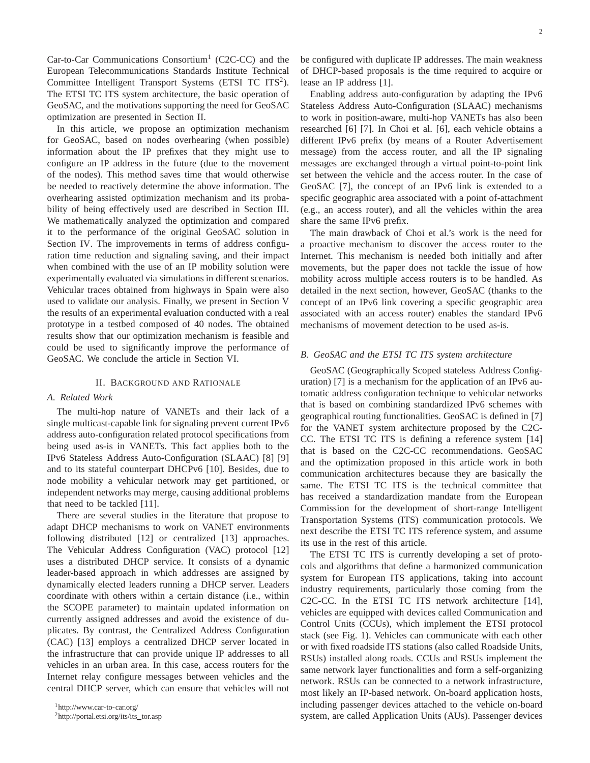Car-to-Car Communications Consortium[1] (C2C-CC) and the European Telecommunications Standards Institute Technical Committee Intelligent Transport Systems (ETSI TC ITS[2]). The ETSI TC ITS system architecture, the basic operation of GeoSAC, and the motivations supporting the need for GeoSAC optimization are presented in Section II.

In this article, we propose an optimization mechanism for GeoSAC, based on nodes overhearing (when possible) information about the IP prefixes that they might use to configure an IP address in the future (due to the movement of the nodes). This method saves time that would otherwise be needed to reactively determine the above information. The overhearing assisted optimization mechanism and its probability of being effectively used are described in Section III. We mathematically analyzed the optimization and compared it to the performance of the original GeoSAC solution in Section IV. The improvements in terms of address configuration time reduction and signaling saving, and their impact when combined with the use of an IP mobility solution were experimentally evaluated via simulations in different scenarios. Vehicular traces obtained from highways in Spain were also used to validate our analysis. Finally, we present in Section V the results of an experimental evaluation conducted with a real prototype in a testbed composed of 40 nodes. The obtained results show that our optimization mechanism is feasible and could be used to significantly improve the performance of GeoSAC. We conclude the article in Section VI.

## II. Background and Rationale

### A. Related Work

The multi-hop nature of VANETs and their lack of a single multicast-capable link for signaling prevent current IPv6 address auto-configuration related protocol specifications from being used as-is in VANETs. This fact applies both to the IPv6 Stateless Address Auto-Configuration (SLAAC) [8] [9] and to its stateful counterpart DHCPv6 [10]. Besides, due to node mobility a vehicular network may get partitioned, or independent networks may merge, causing additional problems that need to be tackled [11].

There are several studies in the literature that propose to adapt DHCP mechanisms to work on VANET environments following distributed [12] or centralized [13] approaches. The Vehicular Address Configuration (VAC) protocol [12] uses a distributed DHCP service. It consists of a dynamic leader-based approach in which addresses are assigned by dynamically elected leaders running a DHCP server. Leaders coordinate with others within a certain distance (i.e., within the SCOPE parameter) to maintain updated information on currently assigned addresses and avoid the existence of duplicates. By contrast, the Centralized Address Configuration (CAC) [13] employs a centralized DHCP server located in the infrastructure that can provide unique IP addresses to all vehicles in an urban area. In this case, access routers for the Internet relay configure messages between vehicles and the central DHCP server, which can ensure that vehicles will not be configured with duplicate IP addresses. The main weakness of DHCP-based proposals is the time required to acquire or lease an IP address [1].

Enabling address auto-configuration by adapting the IPv6 Stateless Address Auto-Configuration (SLAAC) mechanisms to work in position-aware, multi-hop VANETs has also been researched [6] [7]. In Choi et al. [6], each vehicle obtains a different IPv6 prefix (by means of a Router Advertisement message) from the access router, and all the IP signaling messages are exchanged through a virtual point-to-point link set between the vehicle and the access router. In the case of GeoSAC [7], the concept of an IPv6 link is extended to a specific geographic area associated with a point of-attachment (e.g., an access router), and all the vehicles within the area share the same IPv6 prefix.

The main drawback of Choi et al.'s work is the need for a proactive mechanism to discover the access router to the Internet. This mechanism is needed both initially and after movements, but the paper does not tackle the issue of how mobility across multiple access routers is to be handled. As detailed in the next section, however, GeoSAC (thanks to the concept of an IPv6 link covering a specific geographic area associated with an access router) enables the standard IPv6 mechanisms of movement detection to be used as-is.

### B. GeoSAC and the ETSI TC ITS system architecture

GeoSAC (Geographically Scoped stateless Address Configuration) [7] is a mechanism for the application of an IPv6 automatic address configuration technique to vehicular networks that is based on combining standardized IPv6 schemes with geographical routing functionalities. GeoSAC is defined in [7] for the VANET system architecture proposed by the C2C-CC. The ETSI TC ITS is defining a reference system [14] that is based on the C2C-CC recommendations. GeoSAC and the optimization proposed in this article work in both communication architectures because they are basically the same. The ETSI TC ITS is the technical committee that has received a standardization mandate from the European Commission for the development of short-range Intelligent Transportation Systems (ITS) communication protocols. We next describe the ETSI TC ITS reference system, and assume its use in the rest of this article.

The ETSI TC ITS is currently developing a set of protocols and algorithms that define a harmonized communication system for European ITS applications, taking into account industry requirements, particularly those coming from the C2C-CC. In the ETSI TC ITS network architecture [14], vehicles are equipped with devices called Communication and Control Units (CCUs), which implement the ETSI protocol stack (see Fig. 1). Vehicles can communicate with each other or with fixed roadside ITS stations (also called Roadside Units, RSUs) installed along roads. CCUs and RSUs implement the same network layer functionalities and form a self-organizing network. RSUs can be connected to a network infrastructure, most likely an IP-based network. On-board application hosts, including passenger devices attached to the vehicle on-board system, are called Application Units (AUs). Passenger devices

[1] http://www.car-to-car.org/

[2] http://portal.etsi.org/its/its_tor.asp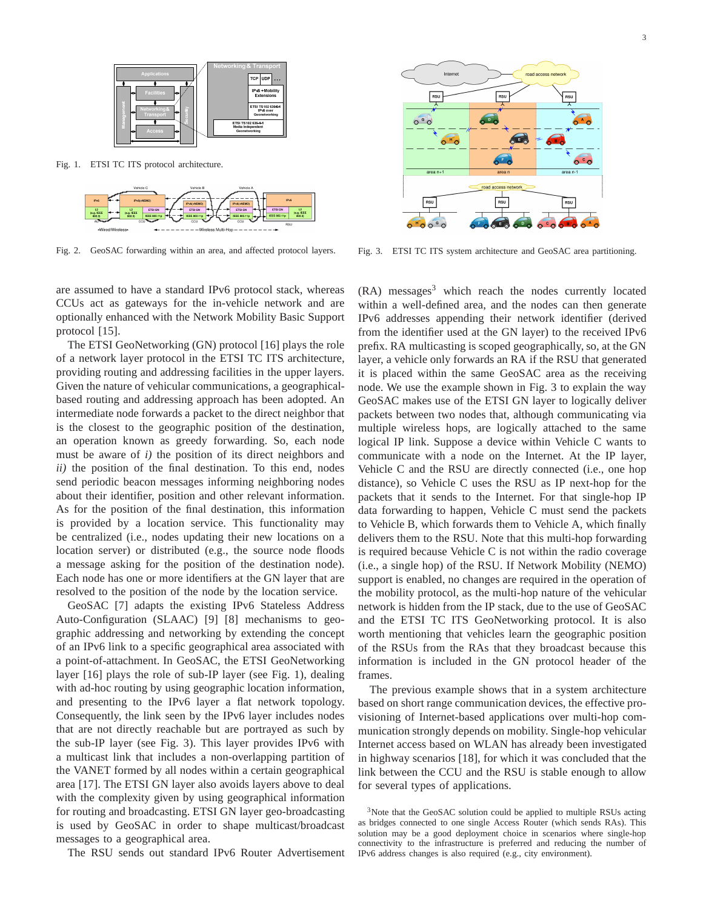Fig. 1. ETSI TC ITS protocol architecture.

Fig. 2. GeoSAC forwarding within an area, and affected protocol layers.

Fig. 3. ETSI TC ITS system architecture and GeoSAC area partitioning.

are assumed to have a standard IPv6 protocol stack, whereas CCUs act as gateways for the in-vehicle network and are optionally enhanced with the Network Mobility Basic Support protocol [15].

The ETSI GeoNetworking (GN) protocol [16] plays the role of a network layer protocol in the ETSI TC ITS architecture, providing routing and addressing facilities in the upper layers. Given the nature of vehicular communications, a geographical-based routing and addressing approach has been adopted. An intermediate node forwards a packet to the direct neighbor that is the closest to the geographic position of the destination, an operation known as greedy forwarding. So, each node must be aware of *i)* the position of its direct neighbors and *ii)* the position of the final destination. To this end, nodes send periodic beacon messages informing neighboring nodes about their identifier, position and other relevant information. As for the position of the final destination, this information is provided by a location service. This functionality may be centralized (i.e., nodes updating their new locations on a location server) or distributed (e.g., the source node floods a message asking for the position of the destination node). Each node has one or more identifiers at the GN layer that are resolved to the position of the node by the location service.

GeoSAC [7] adapts the existing IPv6 Stateless Address Auto-Configuration (SLAAC) [9] [8] mechanisms to geographic addressing and networking by extending the concept of an IPv6 link to a specific geographical area associated with a point-of-attachment. In GeoSAC, the ETSI GeoNetworking layer [16] plays the role of sub-IP layer (see Fig. 1), dealing with ad-hoc routing by using geographic location information, and presenting to the IPv6 layer a flat network topology. Consequently, the link seen by the IPv6 layer includes nodes that are not directly reachable but are portrayed as such by the sub-IP layer (see Fig. 3). This layer provides IPv6 with a multicast link that includes a non-overlapping partition of the VANET formed by all nodes within a certain geographical area [17]. The ETSI GN layer also avoids layers above to deal with the complexity given by using geographical information for routing and broadcasting. ETSI GN layer geo-broadcasting is used by GeoSAC in order to shape multicast/broadcast messages to a geographical area.

The RSU sends out standard IPv6 Router Advertisement (RA) messages[3] which reach the nodes currently located within a well-defined area, and the nodes can then generate IPv6 addresses appending their network identifier (derived from the identifier used at the GN layer) to the received IPv6 prefix. RA multicasting is scoped geographically, so, at the GN layer, a vehicle only forwards an RA if the RSU that generated it is placed within the same GeoSAC area as the receiving node. We use the example shown in Fig. 3 to explain the way GeoSAC makes use of the ETSI GN layer to logically deliver packets between two nodes that, although communicating via multiple wireless hops, are logically attached to the same logical IP link. Suppose a device within Vehicle C wants to communicate with a node on the Internet. At the IP layer, Vehicle C and the RSU are directly connected (i.e., one hop distance), so Vehicle C uses the RSU as IP next-hop for the packets that it sends to the Internet. For that single-hop IP data forwarding to happen, Vehicle C must send the packets to Vehicle B, which forwards them to Vehicle A, which finally delivers them to the RSU. Note that this multi-hop forwarding is required because Vehicle C is not within the radio coverage (i.e., a single hop) of the RSU. If Network Mobility (NEMO) support is enabled, no changes are required in the operation of the mobility protocol, as the multi-hop nature of the vehicular network is hidden from the IP stack, due to the use of GeoSAC and the ETSI TC ITS GeoNetworking protocol. It is also worth mentioning that vehicles learn the geographic position of the RSUs from the RAs that they broadcast because this information is included in the GN protocol header of the frames.

The previous example shows that in a system architecture based on short range communication devices, the effective provisioning of Internet-based applications over multi-hop communication strongly depends on mobility. Single-hop vehicular Internet access based on WLAN has already been investigated in highway scenarios [18], for which it was concluded that the link between the CCU and the RSU is stable enough to allow for several types of applications.

[3] Note that the GeoSAC solution could be applied to multiple RSUs acting as bridges connected to one single Access Router (which sends RAs). This solution may be a good deployment choice in scenarios where single-hop connectivity to the infrastructure is preferred and reducing the number of IPv6 address changes is also required (e.g., city environment).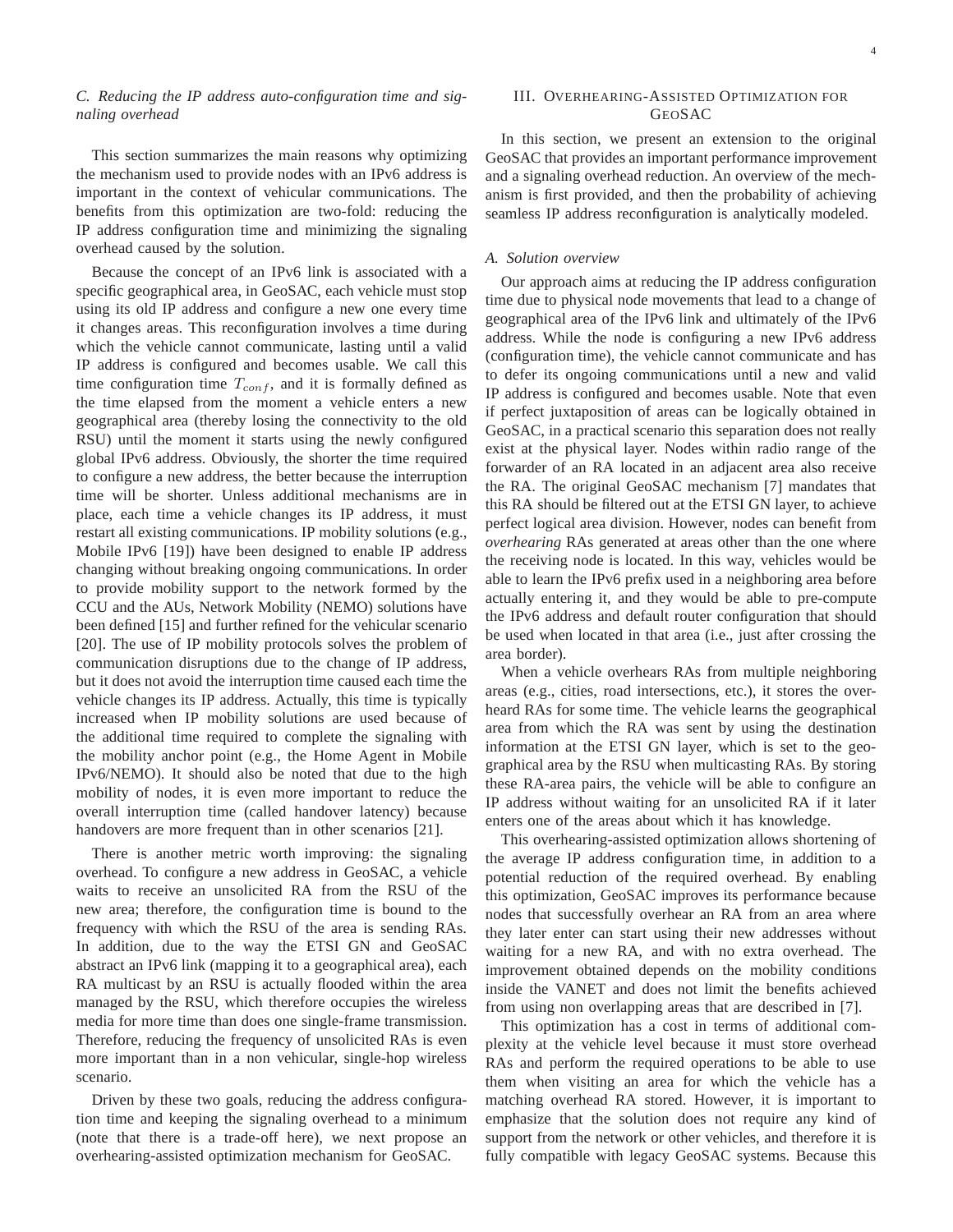### C. Reducing the IP address auto-configuration time and signaling overhead

This section summarizes the main reasons why optimizing the mechanism used to provide nodes with an IPv6 address is important in the context of vehicular communications. The benefits from this optimization are two-fold: reducing the IP address configuration time and minimizing the signaling overhead caused by the solution.

Because the concept of an IPv6 link is associated with a specific geographical area, in GeoSAC, each vehicle must stop using its old IP address and configure a new one every time it changes areas. This reconfiguration involves a time during which the vehicle cannot communicate, lasting until a valid IP address is configured and becomes usable. We call this time configuration time $T_{conf}$, and it is formally defined as the time elapsed from the moment a vehicle enters a new geographical area (thereby losing the connectivity to the old RSU) until the moment it starts using the newly configured global IPv6 address. Obviously, the shorter the time required to configure a new address, the better because the interruption time will be shorter. Unless additional mechanisms are in place, each time a vehicle changes its IP address, it must restart all existing communications. IP mobility solutions (e.g., Mobile IPv6 [19]) have been designed to enable IP address changing without breaking ongoing communications. In order to provide mobility support to the network formed by the CCU and the AUs, Network Mobility (NEMO) solutions have been defined [15] and further refined for the vehicular scenario [20]. The use of IP mobility protocols solves the problem of communication disruptions due to the change of IP address, but it does not avoid the interruption time caused each time the vehicle changes its IP address. Actually, this time is typically increased when IP mobility solutions are used because of the additional time required to complete the signaling with the mobility anchor point (e.g., the Home Agent in Mobile IPv6/NEMO). It should also be noted that due to the high mobility of nodes, it is even more important to reduce the overall interruption time (called handover latency) because handovers are more frequent than in other scenarios [21].

There is another metric worth improving: the signaling overhead. To configure a new address in GeoSAC, a vehicle waits to receive an unsolicited RA from the RSU of the new area; therefore, the configuration time is bound to the frequency with which the RSU of the area is sending RAs. In addition, due to the way the ETSI GN and GeoSAC abstract an IPv6 link (mapping it to a geographical area), each RA multicast by an RSU is actually flooded within the area managed by the RSU, which therefore occupies the wireless media for more time than does one single-frame transmission. Therefore, reducing the frequency of unsolicited RAs is even more important than in a non vehicular, single-hop wireless scenario.

Driven by these two goals, reducing the address configuration time and keeping the signaling overhead to a minimum (note that there is a trade-off here), we next propose an overhearing-assisted optimization mechanism for GeoSAC.

## III. Overhearing-Assisted Optimization for GeoSAC

In this section, we present an extension to the original GeoSAC that provides an important performance improvement and a signaling overhead reduction. An overview of the mechanism is first provided, and then the probability of achieving seamless IP address reconfiguration is analytically modeled.

### A. Solution overview

Our approach aims at reducing the IP address configuration time due to physical node movements that lead to a change of geographical area of the IPv6 link and ultimately of the IPv6 address. While the node is configuring a new IPv6 address (configuration time), the vehicle cannot communicate and has to defer its ongoing communications until a new and valid IP address is configured and becomes usable. Note that even if perfect juxtaposition of areas can be logically obtained in GeoSAC, in a practical scenario this separation does not really exist at the physical layer. Nodes within radio range of the forwarder of an RA located in an adjacent area also receive the RA. The original GeoSAC mechanism [7] mandates that this RA should be filtered out at the ETSI GN layer, to achieve perfect logical area division. However, nodes can benefit from *overhearing* RAs generated at areas other than the one where the receiving node is located. In this way, vehicles would be able to learn the IPv6 prefix used in a neighboring area before actually entering it, and they would be able to pre-compute the IPv6 address and default router configuration that should be used when located in that area (i.e., just after crossing the area border).

When a vehicle overhears RAs from multiple neighboring areas (e.g., cities, road intersections, etc.), it stores the overheard RAs for some time. The vehicle learns the geographical area from which the RA was sent by using the destination information at the ETSI GN layer, which is set to the geographical area by the RSU when multicasting RAs. By storing these RA-area pairs, the vehicle will be able to configure an IP address without waiting for an unsolicited RA if it later enters one of the areas about which it has knowledge.

This overhearing-assisted optimization allows shortening of the average IP address configuration time, in addition to a potential reduction of the required overhead. By enabling this optimization, GeoSAC improves its performance because nodes that successfully overhear an RA from an area where they later enter can start using their new addresses without waiting for a new RA, and with no extra overhead. The improvement obtained depends on the mobility conditions inside the VANET and does not limit the benefits achieved from using non overlapping areas that are described in [7].

This optimization has a cost in terms of additional complexity at the vehicle level because it must store overhead RAs and perform the required operations to be able to use them when visiting an area for which the vehicle has a matching overhead RA stored. However, it is important to emphasize that the solution does not require any kind of support from the network or other vehicles, and therefore it is fully compatible with legacy GeoSAC systems. Because this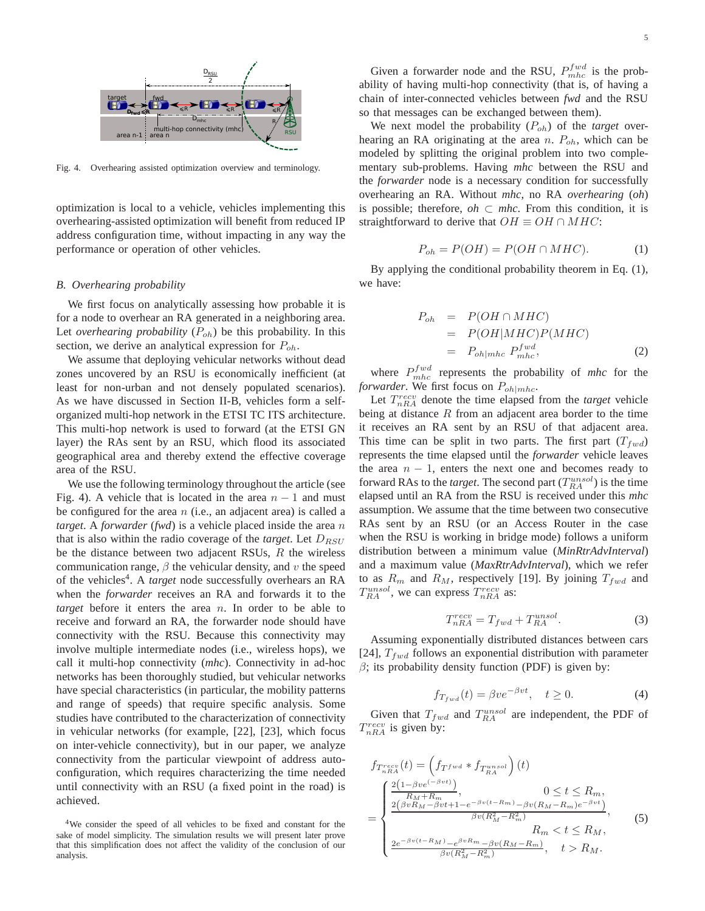Fig. 4. Overhearing assisted optimization overview and terminology.

optimization is local to a vehicle, vehicles implementing this overhearing-assisted optimization will benefit from reduced IP address configuration time, without impacting in any way the performance or operation of other vehicles.

### B. Overhearing probability

We first focus on analytically assessing how probable it is for a node to overhear an RA generated in a neighboring area. Let *overhearing probability* ($P_{oh}$) be this probability. In this section, we derive an analytical expression for $P_{oh}$.

We assume that deploying vehicular networks without dead zones uncovered by an RSU is economically inefficient (at least for non-urban and not densely populated scenarios). As we have discussed in Section II-B, vehicles form a self-organized multi-hop network in the ETSI TC ITS architecture. This multi-hop network is used to forward (at the ETSI GN layer) the RAs sent by an RSU, which flood its associated geographical area and thereby extend the effective coverage area of the RSU.

We use the following terminology throughout the article (see Fig. 4). A vehicle that is located in the area $n-1$ and must be configured for the area $n$ (i.e., an adjacent area) is called a *target*. A *forwarder* (*fwd*) is a vehicle placed inside the area $n$ that is also within the radio coverage of the *target*. Let $D_{RSU}$ be the distance between two adjacent RSUs, $R$ the wireless communication range, $\beta$ the vehicular density, and $v$ the speed of the vehicles[4]. A *target* node successfully overhears an RA when the *forwarder* receives an RA and forwards it to the *target* before it enters the area $n$. In order to be able to receive and forward an RA, the forwarder node should have connectivity with the RSU. Because this connectivity may involve multiple intermediate nodes (i.e., wireless hops), we call it multi-hop connectivity (*mhc*). Connectivity in ad-hoc networks has been thoroughly studied, but vehicular networks have special characteristics (in particular, the mobility patterns and range of speeds) that require specific analysis. Some studies have contributed to the characterization of connectivity in vehicular networks (for example, [22], [23], which focus on inter-vehicle connectivity), but in our paper, we analyze connectivity from the particular viewpoint of address auto-configuration, which requires characterizing the time needed until connectivity with an RSU (a fixed point in the road) is achieved.

[4]We consider the speed of all vehicles to be fixed and constant for the sake of model simplicity. The simulation results we will present later prove that this simplification does not affect the validity of the conclusion of our analysis.

Given a forwarder node and the RSU, $P_{mhc}^{fwd}$ is the probability of having multi-hop connectivity (that is, of having a chain of inter-connected vehicles between *fwd* and the RSU so that messages can be exchanged between them).

We next model the probability ($P_{oh}$) of the *target* overhearing an RA originating at the area $n$. $P_{oh}$, which can be modeled by splitting the original problem into two complementary sub-problems. Having *mhc* between the RSU and the *forwarder* node is a necessary condition for successfully overhearing an RA. Without *mhc*, no RA *overhearing* (*oh*) is possible; therefore, *oh* $\subset$ *mhc*. From this condition, it is straightforward to derive that $OH \equiv OH \cap MHC$:

$$P_{oh} = P(OH) = P(OH \cap MHC). \tag{1}$$

By applying the conditional probability theorem in Eq. (1), we have:

$$\begin{aligned} P_{oh} &= P(OH \cap MHC) \\ &= P(OH|MHC)P(MHC) \\ &= P_{oh|mhc}\, P_{mhc}^{fwd}, \end{aligned} \tag{2}$$

where $P_{mhc}^{fwd}$ represents the probability of *mhc* for the *forwarder*. We first focus on $P_{oh|mhc}$.

Let $T_{nRA}^{recv}$ denote the time elapsed from the *target* vehicle being at distance $R$ from an adjacent area border to the time it receives an RA sent by an RSU of that adjacent area. This time can be split in two parts. The first part ($T_{fwd}$) represents the time elapsed until the *forwarder* vehicle leaves the area $n-1$, enters the next one and becomes ready to forward RAs to the *target*. The second part ($T_{RA}^{unsol}$) is the time elapsed until an RA from the RSU is received under this *mhc* assumption. We assume that the time between two consecutive RAs sent by an RSU (or an Access Router in the case when the RSU is working in bridge mode) follows a uniform distribution between a minimum value (*MinRtrAdvInterval*) and a maximum value (*MaxRtrAdvInterval*), which we refer to as $R_m$ and $R_M$, respectively [19]. By joining $T_{fwd}$ and $T_{RA}^{unsol}$, we can express $T_{nRA}^{recv}$ as:

$$T_{nRA}^{recv} = T_{fwd} + T_{RA}^{unsol}. \tag{3}$$

Assuming exponentially distributed distances between cars [24], $T_{fwd}$ follows an exponential distribution with parameter $\beta$; its probability density function (PDF) is given by:

$$f_{T_{fwd}}(t) = \beta v e^{-\beta v t}, \quad t \geq 0. \tag{4}$$

Given that $T_{fwd}$ and $T_{RA}^{unsol}$ are independent, the PDF of $T_{nRA}^{recv}$ is given by:

$$f_{T_{nRA}^{recv}}(t) = \left(f_{T^{fwd}} * f_{T_{RA}^{unsol}}\right)(t) = \begin{cases} \frac{2\left(1-\beta v e^{(-\beta v t)}\right)}{R_M+R_m}, & 0 \leq t \leq R_m, \\ \frac{2\left(\beta v R_M - \beta v t + 1 - e^{-\beta v (t-R_m)} - \beta v (R_M - R_m) e^{-\beta v t}\right)}{\beta v (R_M^2 - R_m^2)}, & R_m < t \leq R_M, \\ \frac{2e^{-\beta v (t-R_M)} - e^{\beta v R_m} - \beta v (R_M - R_m)}{\beta v (R_M^2 - R_m^2)}, & t > R_M. \end{cases} \tag{5}$$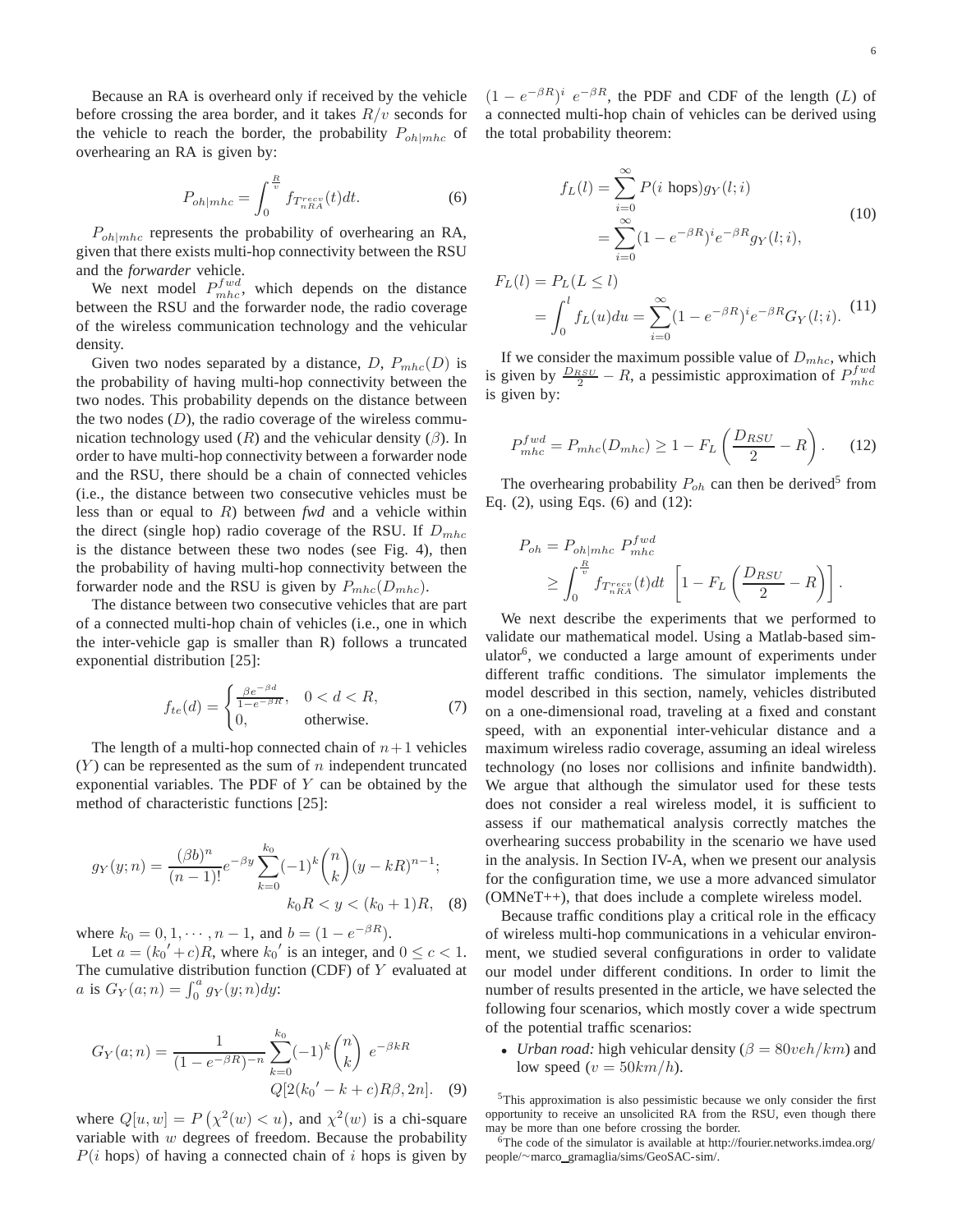Because an RA is overheard only if received by the vehicle before crossing the area border, and it takes $R/v$ seconds for the vehicle to reach the border, the probability $P_{oh|mhc}$ of overhearing an RA is given by:

$$P_{oh|mhc} = \int_0^{\frac{R}{v}} f_{T^{recv}_{nRA}}(t)dt. \quad (6)$$

$P_{oh|mhc}$ represents the probability of overhearing an RA, given that there exists multi-hop connectivity between the RSU and the *forwarder* vehicle.

We next model $P^{fwd}_{mhc}$, which depends on the distance between the RSU and the forwarder node, the radio coverage of the wireless communication technology and the vehicular density.

Given two nodes separated by a distance, $D$, $P_{mhc}(D)$ is the probability of having multi-hop connectivity between the two nodes. This probability depends on the distance between the two nodes ($D$), the radio coverage of the wireless communication technology used ($R$) and the vehicular density ($\beta$). In order to have multi-hop connectivity between a forwarder node and the RSU, there should be a chain of connected vehicles (i.e., the distance between two consecutive vehicles must be less than or equal to $R$) between *fwd* and a vehicle within the direct (single hop) radio coverage of the RSU. If $D_{mhc}$ is the distance between these two nodes (see Fig. 4), then the probability of having multi-hop connectivity between the forwarder node and the RSU is given by $P_{mhc}(D_{mhc})$.

The distance between two consecutive vehicles that are part of a connected multi-hop chain of vehicles (i.e., one in which the inter-vehicle gap is smaller than R) follows a truncated exponential distribution [25]:

$$f_{te}(d) = \begin{cases} \frac{\beta e^{-\beta d}}{1-e^{-\beta R}}, & 0 < d < R, \\ 0, & \text{otherwise.} \end{cases} \quad (7)$$

The length of a multi-hop connected chain of $n+1$ vehicles ($Y$) can be represented as the sum of $n$ independent truncated exponential variables. The PDF of $Y$ can be obtained by the method of characteristic functions [25]:

$$g_Y(y;n) = \frac{(\beta b)^n}{(n-1)!} e^{-\beta y} \sum_{k=0}^{k_0} (-1)^k \binom{n}{k} (y-kR)^{n-1}; \quad k_0 R < y < (k_0+1)R, \quad (8)$$

where $k_0 = 0, 1, \cdots, n-1$, and $b = (1 - e^{-\beta R})$.

Let $a = (k_0{}' + c)R$, where $k_0{}'$ is an integer, and $0 \leq c < 1$. The cumulative distribution function (CDF) of $Y$ evaluated at $a$ is $G_Y(a;n) = \int_0^a g_Y(y;n)dy$:

$$G_Y(a;n) = \frac{1}{(1-e^{-\beta R})^{-n}} \sum_{k=0}^{k_0} (-1)^k \binom{n}{k} e^{-\beta k R} Q[2(k_0{}' - k + c)R\beta, 2n]. \quad (9)$$

where $Q[u,w] = P\left(\chi^2(w) < u\right)$, and $\chi^2(w)$ is a chi-square variable with $w$ degrees of freedom. Because the probability $P(i \text{ hops})$ of having a connected chain of $i$ hops is given by $(1-e^{-\beta R})^i \; e^{-\beta R}$, the PDF and CDF of the length ($L$) of a connected multi-hop chain of vehicles can be derived using the total probability theorem:

$$\begin{aligned} f_L(l) &= \sum_{i=0}^{\infty} P(i \text{ hops}) g_Y(l;i) \\ &= \sum_{i=0}^{\infty} (1-e^{-\beta R})^i e^{-\beta R} g_Y(l;i), \end{aligned} \quad (10)$$

$$\begin{aligned} F_L(l) &= P_L(L \leq l) \\ &= \int_0^l f_L(u)du = \sum_{i=0}^{\infty} (1-e^{-\beta R})^i e^{-\beta R} G_Y(l;i). \end{aligned} \quad (11)$$

If we consider the maximum possible value of $D_{mhc}$, which is given by $\frac{D_{RSU}}{2} - R$, a pessimistic approximation of $P^{fwd}_{mhc}$ is given by:

$$P^{fwd}_{mhc} = P_{mhc}(D_{mhc}) \geq 1 - F_L\left(\frac{D_{RSU}}{2} - R\right). \quad (12)$$

The overhearing probability $P_{oh}$ can then be derived[5] from Eq. (2), using Eqs. (6) and (12):

$$\begin{aligned} P_{oh} &= P_{oh|mhc} \; P^{fwd}_{mhc} \\ &\geq \int_0^{\frac{R}{v}} f_{T^{recv}_{nRA}}(t)dt \; \left[1 - F_L\left(\frac{D_{RSU}}{2} - R\right)\right]. \end{aligned}$$

We next describe the experiments that we performed to validate our mathematical model. Using a Matlab-based simulator[6], we conducted a large amount of experiments under different traffic conditions. The simulator implements the model described in this section, namely, vehicles distributed on a one-dimensional road, traveling at a fixed and constant speed, with an exponential inter-vehicular distance and a maximum wireless radio coverage, assuming an ideal wireless technology (no loses nor collisions and infinite bandwidth). We argue that although the simulator used for these tests does not consider a real wireless model, it is sufficient to assess if our mathematical analysis correctly matches the overhearing success probability in the scenario we have used in the analysis. In Section IV-A, when we present our analysis for the configuration time, we use a more advanced simulator (OMNeT++), that does include a complete wireless model.

Because traffic conditions play a critical role in the efficacy of wireless multi-hop communications in a vehicular environment, we studied several configurations in order to validate our model under different conditions. In order to limit the number of results presented in the article, we have selected the following four scenarios, which mostly cover a wide spectrum of the potential traffic scenarios:

- *Urban road:* high vehicular density ($\beta = 80 veh/km$) and low speed ($v = 50 km/h$).

[5] This approximation is also pessimistic because we only consider the first opportunity to receive an unsolicited RA from the RSU, even though there may be more than one before crossing the border.

[6] The code of the simulator is available at http://fourier.networks.imdea.org/people/~marco_gramaglia/sims/GeoSAC-sim/.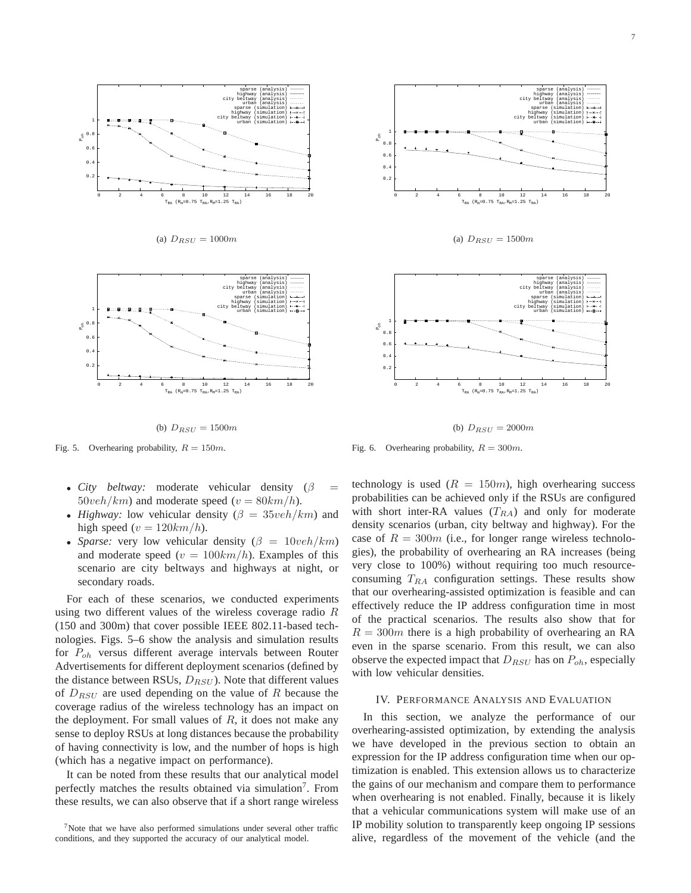(a) $D_{RSU} = 1000m$

(b) $D_{RSU} = 1500m$

Fig. 5. Overhearing probability, $R = 150m$.

(a) $D_{RSU} = 1500m$

(b) $D_{RSU} = 2000m$

Fig. 6. Overhearing probability, $R = 300m$.

- *City beltway:* moderate vehicular density ($\beta = 50veh/km$) and moderate speed ($v = 80km/h$).
- *Highway:* low vehicular density ($\beta = 35veh/km$) and high speed ($v = 120km/h$).
- *Sparse:* very low vehicular density ($\beta = 10veh/km$) and moderate speed ($v = 100km/h$). Examples of this scenario are city beltways and highways at night, or secondary roads.

For each of these scenarios, we conducted experiments using two different values of the wireless coverage radio $R$ (150 and 300m) that cover possible IEEE 802.11-based technologies. Figs. 5–6 show the analysis and simulation results for $P_{oh}$ versus different average intervals between Router Advertisements for different deployment scenarios (defined by the distance between RSUs, $D_{RSU}$). Note that different values of $D_{RSU}$ are used depending on the value of $R$ because the coverage radius of the wireless technology has an impact on the deployment. For small values of $R$, it does not make any sense to deploy RSUs at long distances because the probability of having connectivity is low, and the number of hops is high (which has a negative impact on performance).

It can be noted from these results that our analytical model perfectly matches the results obtained via simulation[7]. From these results, we can also observe that if a short range wireless technology is used ($R = 150m$), high overhearing success probabilities can be achieved only if the RSUs are configured with short inter-RA values ($T_{RA}$) and only for moderate density scenarios (urban, city beltway and highway). For the case of $R = 300m$ (i.e., for longer range wireless technologies), the probability of overhearing an RA increases (being very close to 100%) without requiring too much resource-consuming $T_{RA}$ configuration settings. These results show that our overhearing-assisted optimization is feasible and can effectively reduce the IP address configuration time in most of the practical scenarios. The results also show that for $R = 300m$ there is a high probability of overhearing an RA even in the sparse scenario. From this result, we can also observe the expected impact that $D_{RSU}$ has on $P_{oh}$, especially with low vehicular densities.

[7]Note that we have also performed simulations under several other traffic conditions, and they supported the accuracy of our analytical model.

## IV. Performance Analysis and Evaluation

In this section, we analyze the performance of our overhearing-assisted optimization, by extending the analysis we have developed in the previous section to obtain an expression for the IP address configuration time when our optimization is enabled. This extension allows us to characterize the gains of our mechanism and compare them to performance when overhearing is not enabled. Finally, because it is likely that a vehicular communications system will make use of an IP mobility solution to transparently keep ongoing IP sessions alive, regardless of the movement of the vehicle (and the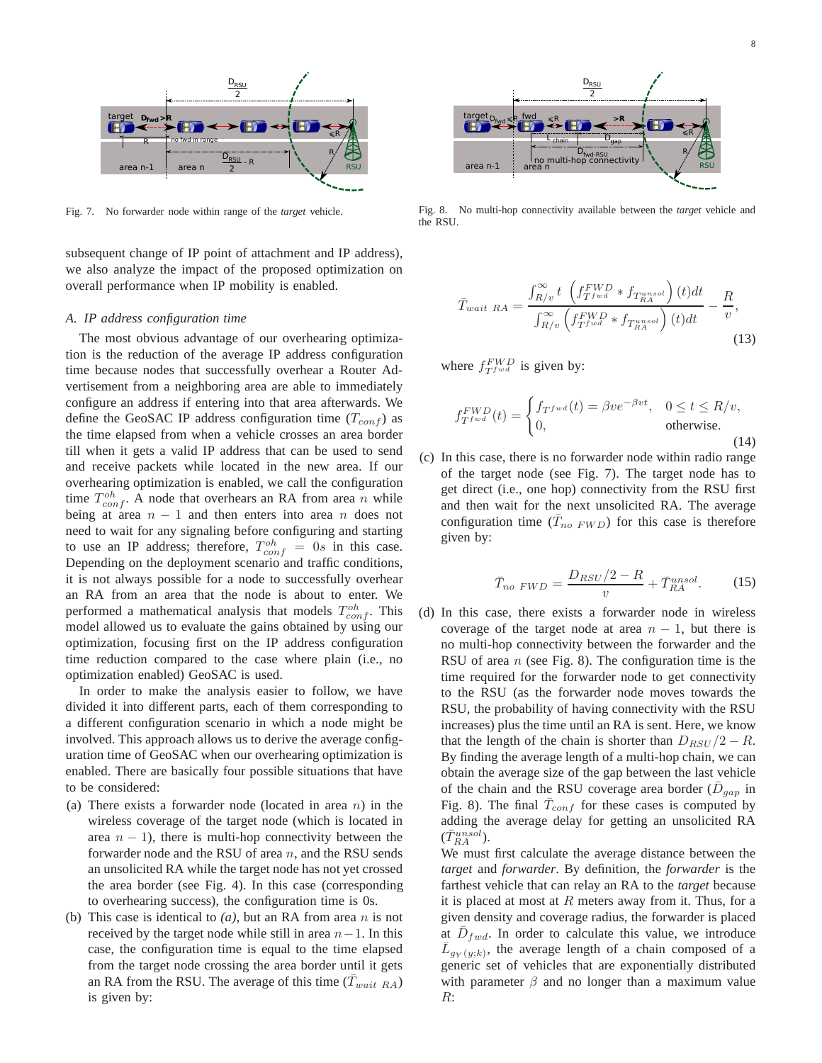Fig. 7. No forwarder node within range of the *target* vehicle.

Fig. 8. No multi-hop connectivity available between the *target* vehicle and the RSU.

subsequent change of IP point of attachment and IP address), we also analyze the impact of the proposed optimization on overall performance when IP mobility is enabled.

### A. IP address configuration time

The most obvious advantage of our overhearing optimization is the reduction of the average IP address configuration time because nodes that successfully overhear a Router Advertisement from a neighboring area are able to immediately configure an address if entering into that area afterwards. We define the GeoSAC IP address configuration time ($T_{conf}$) as the time elapsed from when a vehicle crosses an area border till when it gets a valid IP address that can be used to send and receive packets while located in the new area. If our overhearing optimization is enabled, we call the configuration time $T_{conf}^{oh}$. A node that overhears an RA from area $n$ while being at area $n-1$ and then enters into area $n$ does not need to wait for any signaling before configuring and starting to use an IP address; therefore, $T_{conf}^{oh} = 0s$ in this case. Depending on the deployment scenario and traffic conditions, it is not always possible for a node to successfully overhear an RA from an area that the node is about to enter. We performed a mathematical analysis that models $T_{conf}^{oh}$. This model allowed us to evaluate the gains obtained by using our optimization, focusing first on the IP address configuration time reduction compared to the case where plain (i.e., no optimization enabled) GeoSAC is used.

In order to make the analysis easier to follow, we have divided it into different parts, each of them corresponding to a different configuration scenario in which a node might be involved. This approach allows us to derive the average configuration time of GeoSAC when our overhearing optimization is enabled. There are basically four possible situations that have to be considered:

(a) There exists a forwarder node (located in area $n$) in the wireless coverage of the target node (which is located in area $n-1$), there is multi-hop connectivity between the forwarder node and the RSU of area $n$, and the RSU sends an unsolicited RA while the target node has not yet crossed the area border (see Fig. 4). In this case (corresponding to overhearing success), the configuration time is 0s.

(b) This case is identical to *(a)*, but an RA from area $n$ is not received by the target node while still in area $n-1$. In this case, the configuration time is equal to the time elapsed from the target node crossing the area border until it gets an RA from the RSU. The average of this time ($\bar{T}_{wait\ RA}$) is given by:

$$\bar{T}_{wait\ RA} = \frac{\int_{R/v}^{\infty} t\ \left(f_{T^{fwd}}^{FWD} * f_{T_{RA}^{unsol}}\right)(t)dt}{\int_{R/v}^{\infty} \left(f_{T^{fwd}}^{FWD} * f_{T_{RA}^{unsol}}\right)(t)dt} - \frac{R}{v}, \tag{13}$$

where $f_{T^{fwd}}^{FWD}$ is given by:

$$f_{T^{fwd}}^{FWD}(t) = \begin{cases} f_{T^{fwd}}(t) = \beta v e^{-\beta v t}, & 0 \leq t \leq R/v, \\ 0, & \text{otherwise.} \end{cases} \tag{14}$$

(c) In this case, there is no forwarder node within radio range of the target node (see Fig. 7). The target node has to get direct (i.e., one hop) connectivity from the RSU first and then wait for the next unsolicited RA. The average configuration time ($\bar{T}_{no\ FWD}$) for this case is therefore given by:

$$\bar{T}_{no\ FWD} = \frac{D_{RSU}/2 - R}{v} + \bar{T}_{RA}^{unsol}. \tag{15}$$

(d) In this case, there exists a forwarder node in wireless coverage of the target node at area $n-1$, but there is no multi-hop connectivity between the forwarder and the RSU of area $n$ (see Fig. 8). The configuration time is the time required for the forwarder node to get connectivity to the RSU (as the forwarder node moves towards the RSU, the probability of having connectivity with the RSU increases) plus the time until an RA is sent. Here, we know that the length of the chain is shorter than $D_{RSU}/2 - R$. By finding the average length of a multi-hop chain, we can obtain the average size of the gap between the last vehicle of the chain and the RSU coverage area border ($\bar{D}_{gap}$ in Fig. 8). The final $\bar{T}_{conf}$ for these cases is computed by adding the average delay for getting an unsolicited RA ($\bar{T}_{RA}^{unsol}$).

We must first calculate the average distance between the *target* and *forwarder*. By definition, the *forwarder* is the farthest vehicle that can relay an RA to the *target* because it is placed at most at $R$ meters away from it. Thus, for a given density and coverage radius, the forwarder is placed at $\bar{D}_{fwd}$. In order to calculate this value, we introduce $\bar{L}_{g_Y(y;k)}$, the average length of a chain composed of a generic set of vehicles that are exponentially distributed with parameter $\beta$ and no longer than a maximum value $R$: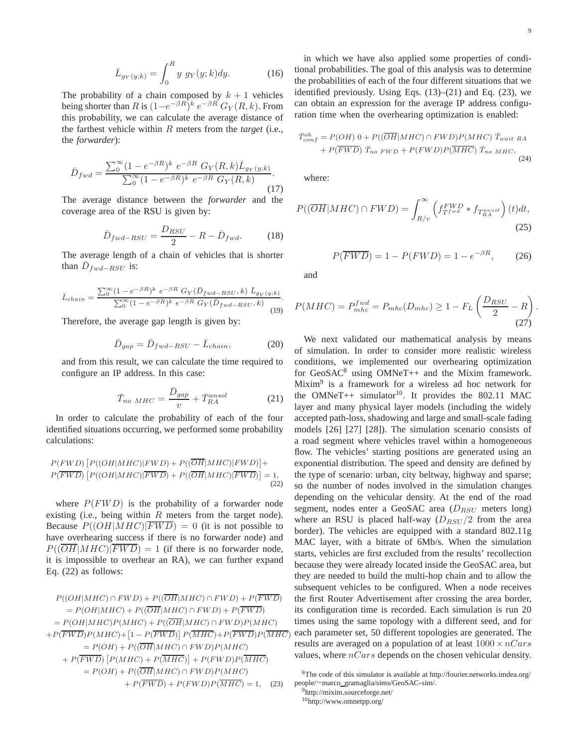$$\bar{L}_{g_Y(y;k)} = \int_0^R y\ g_Y(y;k)dy. \tag{16}$$

The probability of a chain composed by $k+1$ vehicles being shorter than $R$ is $(1-e^{-\beta R})^k\ e^{-\beta R}\ G_Y(R,k)$. From this probability, we can calculate the average distance of the farthest vehicle within $R$ meters from the *target* (i.e., the *forwarder*):

$$\bar{D}_{fwd} = \frac{\sum_0^\infty (1-e^{-\beta R})^k\ e^{-\beta R}\ G_Y(R,k)\bar{L}_{g_Y(y;k)}}{\sum_0^\infty (1-e^{-\beta R})^k\ e^{-\beta R}\ G_Y(R,k)}. \tag{17}$$

The average distance between the *forwarder* and the coverage area of the RSU is given by:

$$\bar{D}_{fwd-RSU} = \frac{D_{RSU}}{2} - R - \bar{D}_{fwd}. \tag{18}$$

The average length of a chain of vehicles that is shorter than $\bar{D}_{fwd-RSU}$ is:

$$\bar{L}_{chain} = \frac{\sum_0^\infty (1-e^{-\beta R})^k\ e^{-\beta R}\ G_Y(\bar{D}_{fwd-RSU},k)\ \bar{L}_{g_Y(y;k)}}{\sum_0^\infty (1-e^{-\beta R})^k\ e^{-\beta R}\ G_Y(\bar{D}_{fwd-RSU},k)}. \tag{19}$$

Therefore, the average gap length is given by:

$$\bar{D}_{gap} = \bar{D}_{fwd-RSU} - \bar{L}_{chain}, \tag{20}$$

and from this result, we can calculate the time required to configure an IP address. In this case:

$$\bar{T}_{no\ MHC} = \frac{\bar{D}_{gap}}{v} + \bar{T}_{RA}^{unsol} \tag{21}$$

In order to calculate the probability of each of the four identified situations occurring, we performed some probability calculations:

$$\begin{aligned}
&P(FWD)\left[P((OH|MHC)|FWD) + P((\overline{OH}|MHC)|FWD)\right] + \\
&P(\overline{FWD})\left[P((OH|MHC)|\overline{FWD}) + P((\overline{OH}|MHC)|\overline{FWD})\right] = 1,
\end{aligned} \tag{22}$$

where $P(FWD)$ is the probability of a forwarder node existing (i.e., being within $R$ meters from the target node). Because $P((OH|MHC)|\overline{FWD}) = 0$ (it is not possible to have overhearing success if there is no forwarder node) and $P((\overline{OH}|MHC)|\overline{FWD}) = 1$ (if there is no forwarder node, it is impossible to overhear an RA), we can further expand Eq. (22) as follows:

$$\begin{aligned}
&P((OH|MHC)\cap FWD) + P((\overline{OH}|MHC)\cap FWD) + P(\overline{FWD}) \\
&= P(OH|MHC) + P((\overline{OH}|MHC)\cap FWD) + P(\overline{FWD}) \\
&= P(OH|MHC)P(MHC) + P((\overline{OH}|MHC)\cap FWD)P(MHC) \\
&+ P(\overline{FWD})P(MHC) + \left[1 - P(\overline{FWD})\right]P(\overline{MHC}) + P(\overline{FWD})P(\overline{MHC}) \\
&= P(OH) + P((\overline{OH}|MHC)\cap FWD)P(MHC) \\
&+ P(\overline{FWD})\left[P(MHC) + P(\overline{MHC})\right] + P(FWD)P(\overline{MHC}) \\
&= P(OH) + P((\overline{OH}|MHC)\cap FWD)P(MHC) \\
&+ P(\overline{FWD}) + P(FWD)P(\overline{MHC}) = 1,
\end{aligned} \tag{23}$$

in which we have also applied some properties of conditional probabilities. The goal of this analysis was to determine the probabilities of each of the four different situations that we identified previously. Using Eqs. (13)–(21) and Eq. (23), we can obtain an expression for the average IP address configuration time when the overhearing optimization is enabled:

$$\begin{aligned}
\bar{T}_{conf}^{oh} &= P(OH)\ 0 + P((\overline{OH}|MHC)\cap FWD)P(MHC)\ \bar{T}_{wait\ RA} \\
&+ P(\overline{FWD})\ \bar{T}_{no\ FWD} + P(FWD)P(\overline{MHC})\ \bar{T}_{no\ MHC},
\end{aligned} \tag{24}$$

where:

$$P((\overline{OH}|MHC)\cap FWD) = \int_{R/v}^{\infty}\left(f_{T^{fwd}}^{FWD} * f_{T_{RA}^{unsol}}\right)(t)dt, \tag{25}$$

$$P(\overline{FWD}) = 1 - P(FWD) = 1 - e^{-\beta R}, \tag{26}$$

and

$$P(MHC) = P_{mhc}^{fwd} = P_{mhc}(D_{mhc}) \geq 1 - F_L\left(\frac{D_{RSU}}{2} - R\right). \tag{27}$$

We next validated our mathematical analysis by means of simulation. In order to consider more realistic wireless conditions, we implemented our overhearing optimization for GeoSAC[8] using OMNeT++ and the Mixim framework. Mixim[9] is a framework for a wireless ad hoc network for the OMNeT++ simulator[10]. It provides the 802.11 MAC layer and many physical layer models (including the widely accepted path-loss, shadowing and large and small-scale fading models [26] [27] [28]). The simulation scenario consists of a road segment where vehicles travel within a homogeneous flow. The vehicles' starting positions are generated using an exponential distribution. The speed and density are defined by the type of scenario: urban, city beltway, highway and sparse; so the number of nodes involved in the simulation changes depending on the vehicular density. At the end of the road segment, nodes enter a GeoSAC area ($D_{RSU}$ meters long) where an RSU is placed half-way ($D_{RSU}/2$ from the area border). The vehicles are equipped with a standard 802.11g MAC layer, with a bitrate of 6Mb/s. When the simulation starts, vehicles are first excluded from the results' recollection because they were already located inside the GeoSAC area, but they are needed to build the multi-hop chain and to allow the subsequent vehicles to be configured. When a node receives the first Router Advertisement after crossing the area border, its configuration time is recorded. Each simulation is run 20 times using the same topology with a different seed, and for each parameter set, 50 different topologies are generated. The results are averaged on a population of at least $1000 \times nCars$ values, where $nCars$ depends on the chosen vehicular density.

[8]The code of this simulator is available at http://fourier.networks.imdea.org/people/~marco_gramaglia/sims/GeoSAC-sim/.

[9]http://mixim.sourceforge.net/

[10]http://www.omnetpp.org/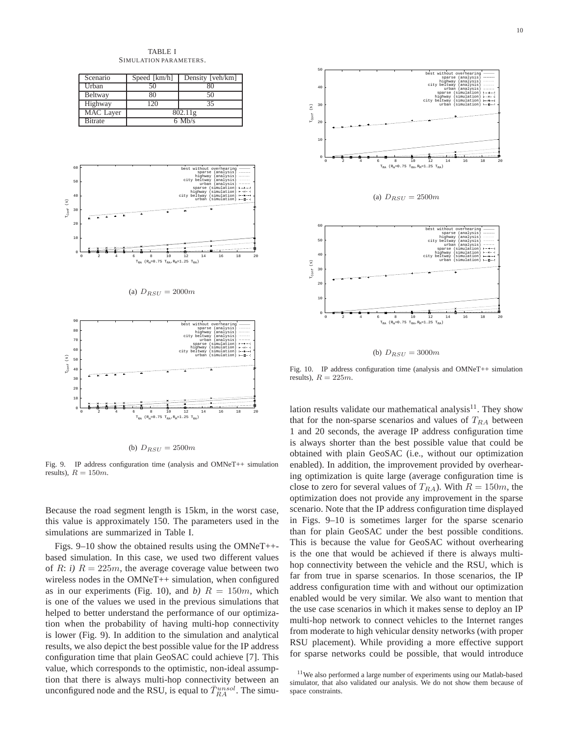TABLE I
SIMULATION PARAMETERS.

| Scenario | Speed [km/h] | Density [veh/km] |
|---|---|---|
| Urban | 50 | 80 |
| Beltway | 80 | 50 |
| Highway | 120 | 35 |
| MAC Layer | 802.11g | |
| Bitrate | 6 Mb/s | |

(a) $D_{RSU} = 2000m$

(b) $D_{RSU} = 2500m$

Fig. 9. IP address configuration time (analysis and OMNeT++ simulation results), $R = 150m$.

(a) $D_{RSU} = 2500m$

(b) $D_{RSU} = 3000m$

Fig. 10. IP address configuration time (analysis and OMNeT++ simulation results), $R = 225m$.

Because the road segment length is 15km, in the worst case, this value is approximately 150. The parameters used in the simulations are summarized in Table I.

Figs. 9–10 show the obtained results using the OMNeT++-based simulation. In this case, we used two different values of $R$: *i)* $R = 225m$, the average coverage value between two wireless nodes in the OMNeT++ simulation, when configured as in our experiments (Fig. 10), and *b)* $R = 150m$, which is one of the values we used in the previous simulations that helped to better understand the performance of our optimization when the probability of having multi-hop connectivity is lower (Fig. 9). In addition to the simulation and analytical results, we also depict the best possible value for the IP address configuration time that plain GeoSAC could achieve [7]. This value, which corresponds to the optimistic, non-ideal assumption that there is always multi-hop connectivity between an unconfigured node and the RSU, is equal to $\bar{T}_{RA}^{unsol}$. The simulation results validate our mathematical analysis[11]. They show that for the non-sparse scenarios and values of $T_{RA}$ between 1 and 20 seconds, the average IP address configuration time is always shorter than the best possible value that could be obtained with plain GeoSAC (i.e., without our optimization enabled). In addition, the improvement provided by overhearing optimization is quite large (average configuration time is close to zero for several values of $T_{RA}$). With $R = 150m$, the optimization does not provide any improvement in the sparse scenario. Note that the IP address configuration time displayed in Figs. 9–10 is sometimes larger for the sparse scenario than for plain GeoSAC under the best possible conditions. This is because the value for GeoSAC without overhearing is the one that would be achieved if there is always multi-hop connectivity between the vehicle and the RSU, which is far from true in sparse scenarios. In those scenarios, the IP address configuration time with and without our optimization enabled would be very similar. We also want to mention that the use case scenarios in which it makes sense to deploy an IP multi-hop network to connect vehicles to the Internet ranges from moderate to high vehicular density networks (with proper RSU placement). While providing a more effective support for sparse networks could be possible, that would introduce

[11]We also performed a large number of experiments using our Matlab-based simulator, that also validated our analysis. We do not show them because of space constraints.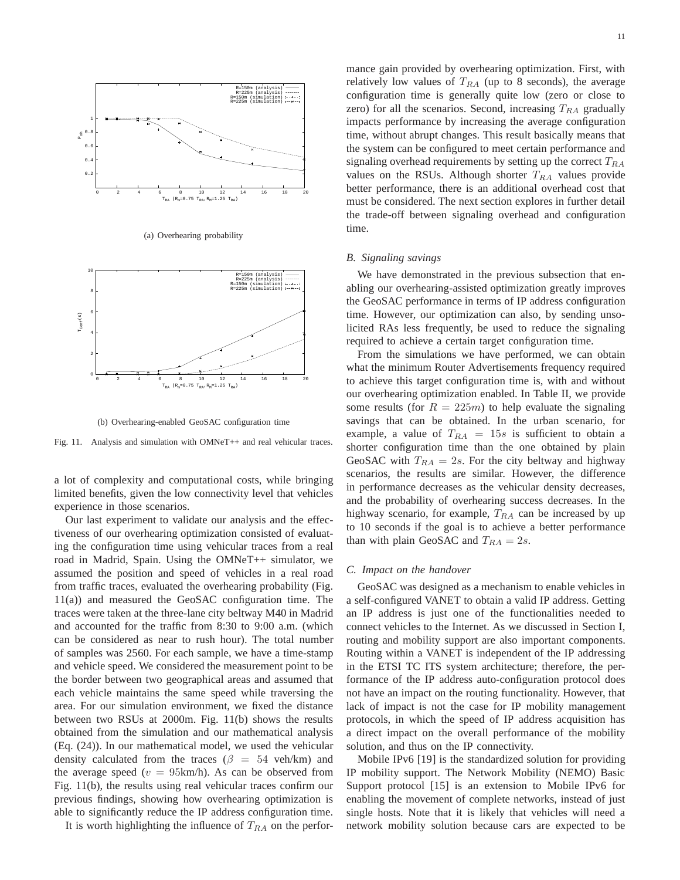(a) Overhearing probability

(b) Overhearing-enabled GeoSAC configuration time

Fig. 11. Analysis and simulation with OMNeT++ and real vehicular traces.

a lot of complexity and computational costs, while bringing limited benefits, given the low connectivity level that vehicles experience in those scenarios.

Our last experiment to validate our analysis and the effectiveness of our overhearing optimization consisted of evaluating the configuration time using vehicular traces from a real road in Madrid, Spain. Using the OMNeT++ simulator, we assumed the position and speed of vehicles in a real road from traffic traces, evaluated the overhearing probability (Fig. 11(a)) and measured the GeoSAC configuration time. The traces were taken at the three-lane city beltway M40 in Madrid and accounted for the traffic from 8:30 to 9:00 a.m. (which can be considered as near to rush hour). The total number of samples was 2560. For each sample, we have a time-stamp and vehicle speed. We considered the measurement point to be the border between two geographical areas and assumed that each vehicle maintains the same speed while traversing the area. For our simulation environment, we fixed the distance between two RSUs at 2000m. Fig. 11(b) shows the results obtained from the simulation and our mathematical analysis (Eq. (24)). In our mathematical model, we used the vehicular density calculated from the traces ($\beta = 54$ veh/km) and the average speed ($v = 95$km/h). As can be observed from Fig. 11(b), the results using real vehicular traces confirm our previous findings, showing how overhearing optimization is able to significantly reduce the IP address configuration time.

It is worth highlighting the influence of $T_{RA}$ on the performance gain provided by overhearing optimization. First, with relatively low values of $T_{RA}$ (up to 8 seconds), the average configuration time is generally quite low (zero or close to zero) for all the scenarios. Second, increasing $T_{RA}$ gradually impacts performance by increasing the average configuration time, without abrupt changes. This result basically means that the system can be configured to meet certain performance and signaling overhead requirements by setting up the correct $T_{RA}$ values on the RSUs. Although shorter $T_{RA}$ values provide better performance, there is an additional overhead cost that must be considered. The next section explores in further detail the trade-off between signaling overhead and configuration time.

### B. Signaling savings

We have demonstrated in the previous subsection that enabling our overhearing-assisted optimization greatly improves the GeoSAC performance in terms of IP address configuration time. However, our optimization can also, by sending unsolicited RAs less frequently, be used to reduce the signaling required to achieve a certain target configuration time.

From the simulations we have performed, we can obtain what the minimum Router Advertisements frequency required to achieve this target configuration time is, with and without our overhearing optimization enabled. In Table II, we provide some results (for $R = 225m$) to help evaluate the signaling savings that can be obtained. In the urban scenario, for example, a value of $T_{RA} = 15s$ is sufficient to obtain a shorter configuration time than the one obtained by plain GeoSAC with $T_{RA} = 2s$. For the city beltway and highway scenarios, the results are similar. However, the difference in performance decreases as the vehicular density decreases, and the probability of overhearing success decreases. In the highway scenario, for example, $T_{RA}$ can be increased by up to 10 seconds if the goal is to achieve a better performance than with plain GeoSAC and $T_{RA} = 2s$.

### C. Impact on the handover

GeoSAC was designed as a mechanism to enable vehicles in a self-configured VANET to obtain a valid IP address. Getting an IP address is just one of the functionalities needed to connect vehicles to the Internet. As we discussed in Section I, routing and mobility support are also important components. Routing within a VANET is independent of the IP addressing in the ETSI TC ITS system architecture; therefore, the performance of the IP address auto-configuration protocol does not have an impact on the routing functionality. However, that lack of impact is not the case for IP mobility management protocols, in which the speed of IP address acquisition has a direct impact on the overall performance of the mobility solution, and thus on the IP connectivity.

Mobile IPv6 [19] is the standardized solution for providing IP mobility support. The Network Mobility (NEMO) Basic Support protocol [15] is an extension to Mobile IPv6 for enabling the movement of complete networks, instead of just single hosts. Note that it is likely that vehicles will need a network mobility solution because cars are expected to be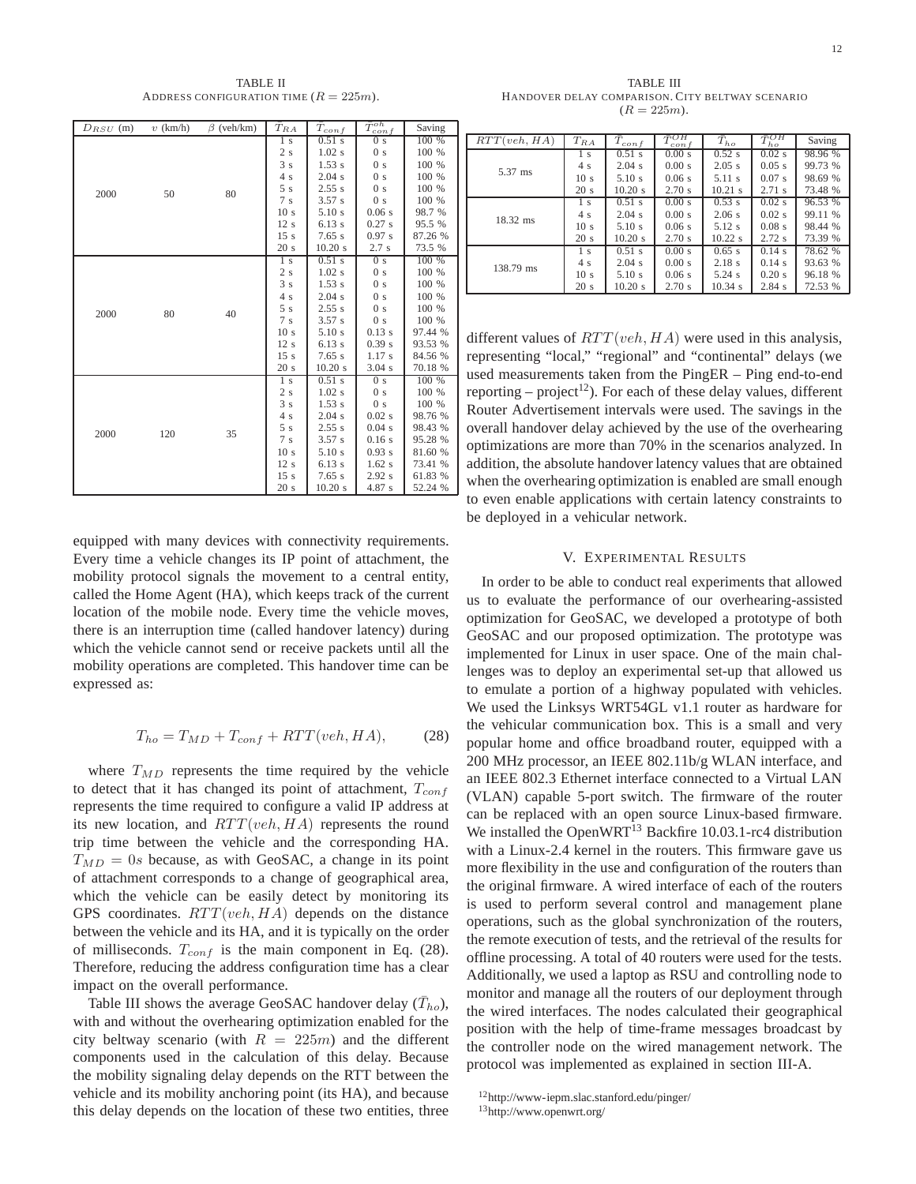TABLE II
ADDRESS CONFIGURATION TIME ($R = 225m$).

| $D_{RSU}$ (m) | $v$ (km/h) | $\beta$ (veh/km) | $\bar{T}_{RA}$ | $\bar{T}_{conf}$ | $\bar{T}^{oh}_{conf}$ | Saving |
|---|---|---|---|---|---|---|
| 2000 | 50 | 80 | 1 s | 0.51 s | 0 s | 100 % |
| | | | 2 s | 1.02 s | 0 s | 100 % |
| | | | 3 s | 1.53 s | 0 s | 100 % |
| | | | 4 s | 2.04 s | 0 s | 100 % |
| | | | 5 s | 2.55 s | 0 s | 100 % |
| | | | 7 s | 3.57 s | 0 s | 100 % |
| | | | 10 s | 5.10 s | 0.06 s | 98.7 % |
| | | | 12 s | 6.13 s | 0.27 s | 95.5 % |
| | | | 15 s | 7.65 s | 0.97 s | 87.26 % |
| | | | 20 s | 10.20 s | 2.7 s | 73.5 % |
| 2000 | 80 | 40 | 1 s | 0.51 s | 0 s | 100 % |
| | | | 2 s | 1.02 s | 0 s | 100 % |
| | | | 3 s | 1.53 s | 0 s | 100 % |
| | | | 4 s | 2.04 s | 0 s | 100 % |
| | | | 5 s | 2.55 s | 0 s | 100 % |
| | | | 7 s | 3.57 s | 0 s | 100 % |
| | | | 10 s | 5.10 s | 0.13 s | 97.44 % |
| | | | 12 s | 6.13 s | 0.39 s | 93.53 % |
| | | | 15 s | 7.65 s | 1.17 s | 84.56 % |
| | | | 20 s | 10.20 s | 3.04 s | 70.18 % |
| 2000 | 120 | 35 | 1 s | 0.51 s | 0 s | 100 % |
| | | | 2 s | 1.02 s | 0 s | 100 % |
| | | | 3 s | 1.53 s | 0 s | 100 % |
| | | | 4 s | 2.04 s | 0.02 s | 98.76 % |
| | | | 5 s | 2.55 s | 0.04 s | 98.43 % |
| | | | 7 s | 3.57 s | 0.16 s | 95.28 % |
| | | | 10 s | 5.10 s | 0.93 s | 81.60 % |
| | | | 12 s | 6.13 s | 1.62 s | 73.41 % |
| | | | 15 s | 7.65 s | 2.92 s | 61.83 % |
| | | | 20 s | 10.20 s | 4.87 s | 52.24 % |

TABLE III
HANDOVER DELAY COMPARISON. CITY BELTWAY SCENARIO ($R = 225m$).

| $RTT(veh, HA)$ | $\bar{T}_{RA}$ | $\bar{T}_{conf}$ | $\bar{T}^{OH}_{conf}$ | $\bar{T}_{ho}$ | $\bar{T}^{OH}_{ho}$ | Saving |
|---|---|---|---|---|---|---|
| 5.37 ms | 1 s | 0.51 s | 0.00 s | 0.52 s | 0.02 s | 98.96 % |
| | 4 s | 2.04 s | 0.00 s | 2.05 s | 0.05 s | 99.73 % |
| | 10 s | 5.10 s | 0.06 s | 5.11 s | 0.07 s | 98.69 % |
| | 20 s | 10.20 s | 2.70 s | 10.21 s | 2.71 s | 73.48 % |
| 18.32 ms | 1 s | 0.51 s | 0.00 s | 0.53 s | 0.02 s | 96.53 % |
| | 4 s | 2.04 s | 0.00 s | 2.06 s | 0.02 s | 99.11 % |
| | 10 s | 5.10 s | 0.06 s | 5.12 s | 0.08 s | 98.44 % |
| | 20 s | 10.20 s | 2.70 s | 10.22 s | 2.72 s | 73.39 % |
| 138.79 ms | 1 s | 0.51 s | 0.00 s | 0.65 s | 0.14 s | 78.62 % |
| | 4 s | 2.04 s | 0.00 s | 2.18 s | 0.14 s | 93.63 % |
| | 10 s | 5.10 s | 0.06 s | 5.24 s | 0.20 s | 96.18 % |
| | 20 s | 10.20 s | 2.70 s | 10.34 s | 2.84 s | 72.53 % |

equipped with many devices with connectivity requirements. Every time a vehicle changes its IP point of attachment, the mobility protocol signals the movement to a central entity, called the Home Agent (HA), which keeps track of the current location of the mobile node. Every time the vehicle moves, there is an interruption time (called handover latency) during which the vehicle cannot send or receive packets until all the mobility operations are completed. This handover time can be expressed as:

$$T_{ho} = T_{MD} + T_{conf} + RTT(veh, HA), \tag{28}$$

where $T_{MD}$ represents the time required by the vehicle to detect that it has changed its point of attachment, $T_{conf}$ represents the time required to configure a valid IP address at its new location, and $RTT(veh, HA)$ represents the round trip time between the vehicle and the corresponding HA. $T_{MD} = 0s$ because, as with GeoSAC, a change in its point of attachment corresponds to a change of geographical area, which the vehicle can be easily detect by monitoring its GPS coordinates. $RTT(veh, HA)$ depends on the distance between the vehicle and its HA, and it is typically on the order of milliseconds. $T_{conf}$ is the main component in Eq. (28). Therefore, reducing the address configuration time has a clear impact on the overall performance.

Table III shows the average GeoSAC handover delay ($\bar{T}_{ho}$), with and without the overhearing optimization enabled for the city beltway scenario (with $R = 225m$) and the different components used in the calculation of this delay. Because the mobility signaling delay depends on the RTT between the vehicle and its mobility anchoring point (its HA), and because this delay depends on the location of these two entities, three different values of $RTT(veh, HA)$ were used in this analysis, representing "local," "regional" and "continental" delays (we used measurements taken from the PingER – Ping end-to-end reporting – project[12]). For each of these delay values, different Router Advertisement intervals were used. The savings in the overall handover delay achieved by the use of the overhearing optimizations are more than 70% in the scenarios analyzed. In addition, the absolute handover latency values that are obtained when the overhearing optimization is enabled are small enough to even enable applications with certain latency constraints to be deployed in a vehicular network.

## V. EXPERIMENTAL RESULTS

In order to be able to conduct real experiments that allowed us to evaluate the performance of our overhearing-assisted optimization for GeoSAC, we developed a prototype of both GeoSAC and our proposed optimization. The prototype was implemented for Linux in user space. One of the main challenges was to deploy an experimental set-up that allowed us to emulate a portion of a highway populated with vehicles. We used the Linksys WRT54GL v1.1 router as hardware for the vehicular communication box. This is a small and very popular home and office broadband router, equipped with a 200 MHz processor, an IEEE 802.11b/g WLAN interface, and an IEEE 802.3 Ethernet interface connected to a Virtual LAN (VLAN) capable 5-port switch. The firmware of the router can be replaced with an open source Linux-based firmware. We installed the OpenWRT[13] Backfire 10.03.1-rc4 distribution with a Linux-2.4 kernel in the routers. This firmware gave us more flexibility in the use and configuration of the routers than the original firmware. A wired interface of each of the routers is used to perform several control and management plane operations, such as the global synchronization of the routers, the remote execution of tests, and the retrieval of the results for offline processing. A total of 40 routers were used for the tests. Additionally, we used a laptop as RSU and controlling node to monitor and manage all the routers of our deployment through the wired interfaces. The nodes calculated their geographical position with the help of time-frame messages broadcast by the controller node on the wired management network. The protocol was implemented as explained in section III-A.

[12]http://www-iepm.slac.stanford.edu/pinger/
[13]http://www.openwrt.org/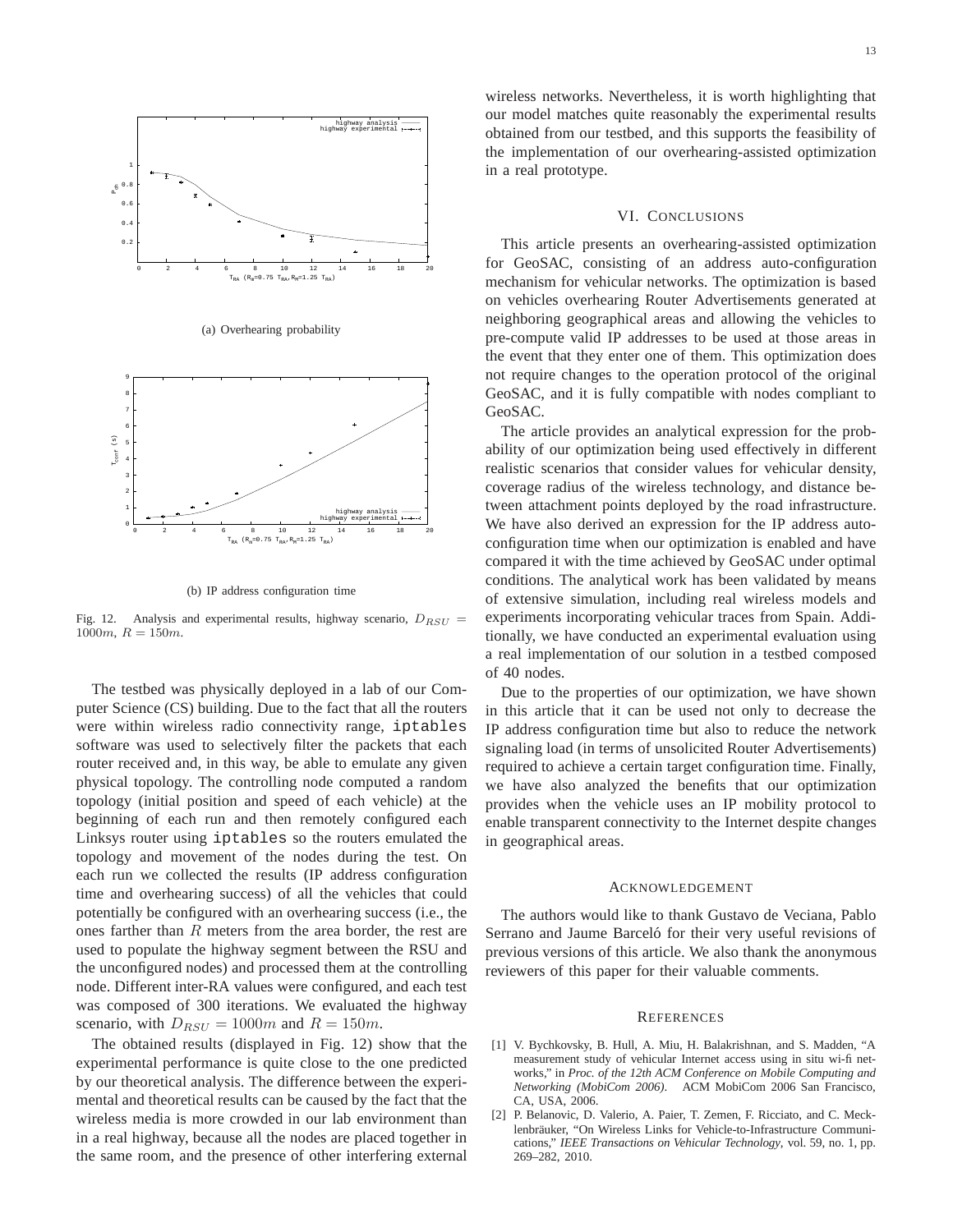(a) Overhearing probability

(b) IP address configuration time

Fig. 12. Analysis and experimental results, highway scenario, $D_{RSU} = 1000m$, $R = 150m$.

The testbed was physically deployed in a lab of our Computer Science (CS) building. Due to the fact that all the routers were within wireless radio connectivity range, `iptables` software was used to selectively filter the packets that each router received and, in this way, be able to emulate any given physical topology. The controlling node computed a random topology (initial position and speed of each vehicle) at the beginning of each run and then remotely configured each Linksys router using `iptables` so the routers emulated the topology and movement of the nodes during the test. On each run we collected the results (IP address configuration time and overhearing success) of all the vehicles that could potentially be configured with an overhearing success (i.e., the ones farther than $R$ meters from the area border, the rest are used to populate the highway segment between the RSU and the unconfigured nodes) and processed them at the controlling node. Different inter-RA values were configured, and each test was composed of 300 iterations. We evaluated the highway scenario, with $D_{RSU} = 1000m$ and $R = 150m$.

The obtained results (displayed in Fig. 12) show that the experimental performance is quite close to the one predicted by our theoretical analysis. The difference between the experimental and theoretical results can be caused by the fact that the wireless media is more crowded in our lab environment than in a real highway, because all the nodes are placed together in the same room, and the presence of other interfering external wireless networks. Nevertheless, it is worth highlighting that our model matches quite reasonably the experimental results obtained from our testbed, and this supports the feasibility of the implementation of our overhearing-assisted optimization in a real prototype.

## VI. Conclusions

This article presents an overhearing-assisted optimization for GeoSAC, consisting of an address auto-configuration mechanism for vehicular networks. The optimization is based on vehicles overhearing Router Advertisements generated at neighboring geographical areas and allowing the vehicles to pre-compute valid IP addresses to be used at those areas in the event that they enter one of them. This optimization does not require changes to the operation protocol of the original GeoSAC, and it is fully compatible with nodes compliant to GeoSAC.

The article provides an analytical expression for the probability of our optimization being used effectively in different realistic scenarios that consider values for vehicular density, coverage radius of the wireless technology, and distance between attachment points deployed by the road infrastructure. We have also derived an expression for the IP address auto-configuration time when our optimization is enabled and have compared it with the time achieved by GeoSAC under optimal conditions. The analytical work has been validated by means of extensive simulation, including real wireless models and experiments incorporating vehicular traces from Spain. Additionally, we have conducted an experimental evaluation using a real implementation of our solution in a testbed composed of 40 nodes.

Due to the properties of our optimization, we have shown in this article that it can be used not only to decrease the IP address configuration time but also to reduce the network signaling load (in terms of unsolicited Router Advertisements) required to achieve a certain target configuration time. Finally, we have also analyzed the benefits that our optimization provides when the vehicle uses an IP mobility protocol to enable transparent connectivity to the Internet despite changes in geographical areas.

## Acknowledgement

The authors would like to thank Gustavo de Veciana, Pablo Serrano and Jaume Barceló for their very useful revisions of previous versions of this article. We also thank the anonymous reviewers of this paper for their valuable comments.

## References

[1] V. Bychkovsky, B. Hull, A. Miu, H. Balakrishnan, and S. Madden, "A measurement study of vehicular Internet access using in situ wi-fi networks," in *Proc. of the 12th ACM Conference on Mobile Computing and Networking (MobiCom 2006)*. ACM MobiCom 2006 San Francisco, CA, USA, 2006.

[2] P. Belanovic, D. Valerio, A. Paier, T. Zemen, F. Ricciato, and C. Mecklenbräuker, "On Wireless Links for Vehicle-to-Infrastructure Communications," *IEEE Transactions on Vehicular Technology*, vol. 59, no. 1, pp. 269–282, 2010.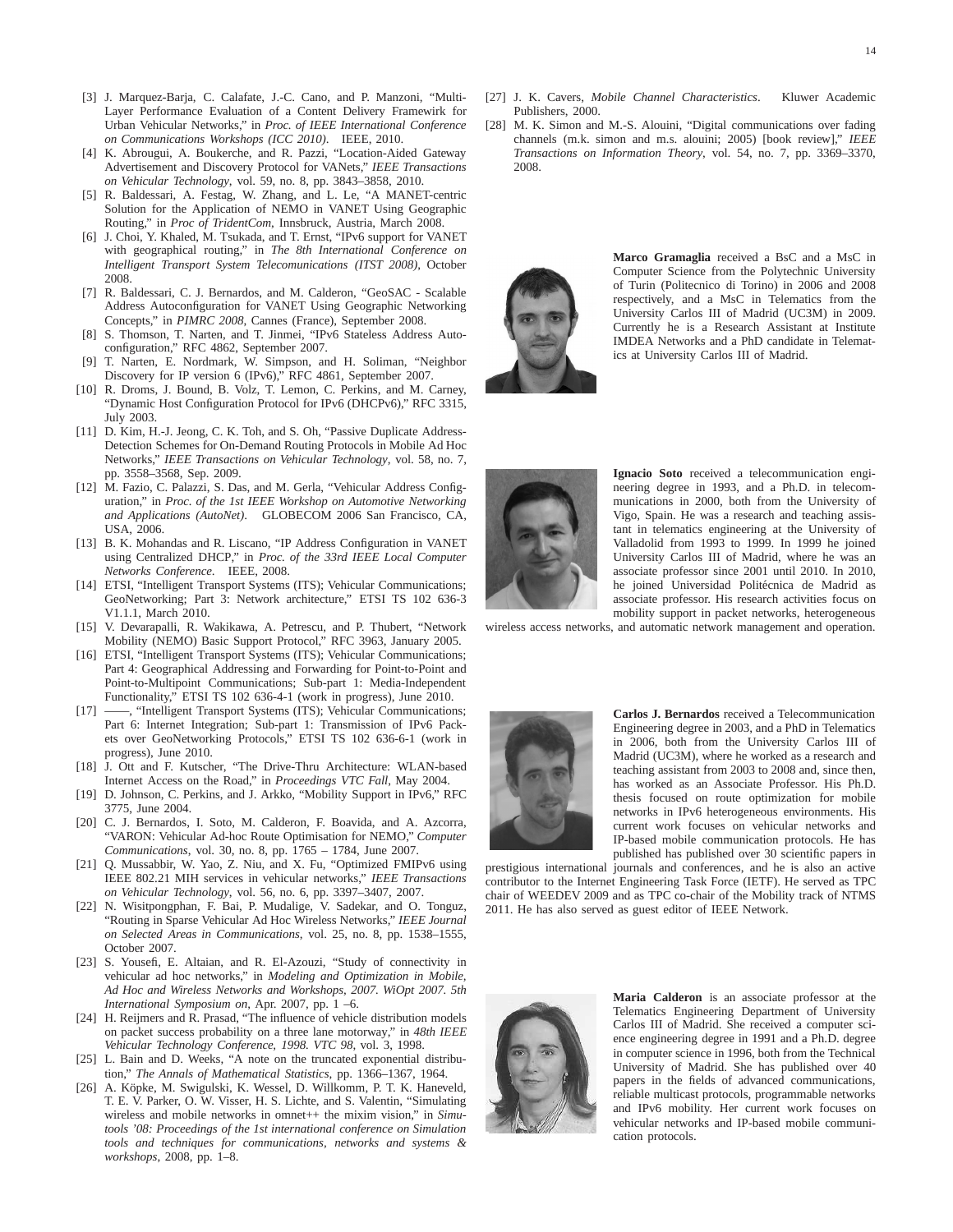[3] J. Marquez-Barja, C. Calafate, J.-C. Cano, and P. Manzoni, "Multi-Layer Performance Evaluation of a Content Delivery Framewirk for Urban Vehicular Networks," in *Proc. of IEEE International Conference on Communications Workshops (ICC 2010)*. IEEE, 2010.

[4] K. Abrougui, A. Boukerche, and R. Pazzi, "Location-Aided Gateway Advertisement and Discovery Protocol for VANets," *IEEE Transactions on Vehicular Technology*, vol. 59, no. 8, pp. 3843–3858, 2010.

[5] R. Baldessari, A. Festag, W. Zhang, and L. Le, "A MANET-centric Solution for the Application of NEMO in VANET Using Geographic Routing," in *Proc of TridentCom*, Innsbruck, Austria, March 2008.

[6] J. Choi, Y. Khaled, M. Tsukada, and T. Ernst, "IPv6 support for VANET with geographical routing," in *The 8th International Conference on Intelligent Transport System Telecomunications (ITST 2008)*, October 2008.

[7] R. Baldessari, C. J. Bernardos, and M. Calderon, "GeoSAC - Scalable Address Autoconfiguration for VANET Using Geographic Networking Concepts," in *PIMRC 2008*, Cannes (France), September 2008.

[8] S. Thomson, T. Narten, and T. Jinmei, "IPv6 Stateless Address Autoconfiguration," RFC 4862, September 2007.

[9] T. Narten, E. Nordmark, W. Simpson, and H. Soliman, "Neighbor Discovery for IP version 6 (IPv6)," RFC 4861, September 2007.

[10] R. Droms, J. Bound, B. Volz, T. Lemon, C. Perkins, and M. Carney, "Dynamic Host Configuration Protocol for IPv6 (DHCPv6)," RFC 3315, July 2003.

[11] D. Kim, H.-J. Jeong, C. K. Toh, and S. Oh, "Passive Duplicate Address-Detection Schemes for On-Demand Routing Protocols in Mobile Ad Hoc Networks," *IEEE Transactions on Vehicular Technology*, vol. 58, no. 7, pp. 3558–3568, Sep. 2009.

[12] M. Fazio, C. Palazzi, S. Das, and M. Gerla, "Vehicular Address Configuration," in *Proc. of the 1st IEEE Workshop on Automotive Networking and Applications (AutoNet)*. GLOBECOM 2006 San Francisco, CA, USA, 2006.

[13] B. K. Mohandas and R. Liscano, "IP Address Configuration in VANET using Centralized DHCP," in *Proc. of the 33rd IEEE Local Computer Networks Conference*. IEEE, 2008.

[14] ETSI, "Intelligent Transport Systems (ITS); Vehicular Communications; GeoNetworking; Part 3: Network architecture," ETSI TS 102 636-3 V1.1.1, March 2010.

[15] V. Devarapalli, R. Wakikawa, A. Petrescu, and P. Thubert, "Network Mobility (NEMO) Basic Support Protocol," RFC 3963, January 2005.

[16] ETSI, "Intelligent Transport Systems (ITS); Vehicular Communications; Part 4: Geographical Addressing and Forwarding for Point-to-Point and Point-to-Multipoint Communications; Sub-part 1: Media-Independent Functionality," ETSI TS 102 636-4-1 (work in progress), June 2010.

[17] ——, "Intelligent Transport Systems (ITS); Vehicular Communications; Part 6: Internet Integration; Sub-part 1: Transmission of IPv6 Packets over GeoNetworking Protocols," ETSI TS 102 636-6-1 (work in progress), June 2010.

[18] J. Ott and F. Kutscher, "The Drive-Thru Architecture: WLAN-based Internet Access on the Road," in *Proceedings VTC Fall*, May 2004.

[19] D. Johnson, C. Perkins, and J. Arkko, "Mobility Support in IPv6," RFC 3775, June 2004.

[20] C. J. Bernardos, I. Soto, M. Calderon, F. Boavida, and A. Azcorra, "VARON: Vehicular Ad-hoc Route Optimisation for NEMO," *Computer Communications*, vol. 30, no. 8, pp. 1765 – 1784, June 2007.

[21] Q. Mussabbir, W. Yao, Z. Niu, and X. Fu, "Optimized FMIPv6 using IEEE 802.21 MIH services in vehicular networks," *IEEE Transactions on Vehicular Technology*, vol. 56, no. 6, pp. 3397–3407, 2007.

[22] N. Wisitpongphan, F. Bai, P. Mudalige, V. Sadekar, and O. Tonguz, "Routing in Sparse Vehicular Ad Hoc Wireless Networks," *IEEE Journal on Selected Areas in Communications*, vol. 25, no. 8, pp. 1538–1555, October 2007.

[23] S. Yousefi, E. Altaian, and R. El-Azouzi, "Study of connectivity in vehicular ad hoc networks," in *Modeling and Optimization in Mobile, Ad Hoc and Wireless Networks and Workshops, 2007. WiOpt 2007. 5th International Symposium on*, Apr. 2007, pp. 1 –6.

[24] H. Reijmers and R. Prasad, "The influence of vehicle distribution models on packet success probability on a three lane motorway," in *48th IEEE Vehicular Technology Conference, 1998. VTC 98*, vol. 3, 1998.

[25] L. Bain and D. Weeks, "A note on the truncated exponential distribution," *The Annals of Mathematical Statistics*, pp. 1366–1367, 1964.

[26] A. Köpke, M. Swigulski, K. Wessel, D. Willkomm, P. T. K. Haneveld, T. E. V. Parker, O. W. Visser, H. S. Lichte, and S. Valentin, "Simulating wireless and mobile networks in omnet++ the mixim vision," in *Simutools '08: Proceedings of the 1st international conference on Simulation tools and techniques for communications, networks and systems & workshops*, 2008, pp. 1–8.

[27] J. K. Cavers, *Mobile Channel Characteristics*. Kluwer Academic Publishers, 2000.

[28] M. K. Simon and M.-S. Alouini, "Digital communications over fading channels (m.k. simon and m.s. alouini; 2005) [book review]," *IEEE Transactions on Information Theory*, vol. 54, no. 7, pp. 3369–3370, 2008.

**Marco Gramaglia** received a BsC and a MsC in Computer Science from the Polytechnic University of Turin (Politecnico di Torino) in 2006 and 2008 respectively, and a MsC in Telematics from the University Carlos III of Madrid (UC3M) in 2009. Currently he is a Research Assistant at Institute IMDEA Networks and a PhD candidate in Telematics at University Carlos III of Madrid.

**Ignacio Soto** received a telecommunication engineering degree in 1993, and a Ph.D. in telecommunications in 2000, both from the University of Vigo, Spain. He was a research and teaching assistant in telematics engineering at the University of Valladolid from 1993 to 1999. In 1999 he joined University Carlos III of Madrid, where he was an associate professor since 2001 until 2010. In 2010, he joined Universidad Politécnica de Madrid as associate professor. His research activities focus on mobility support in packet networks, heterogeneous wireless access networks, and automatic network management and operation.

**Carlos J. Bernardos** received a Telecommunication Engineering degree in 2003, and a PhD in Telematics in 2006, both from the University Carlos III of Madrid (UC3M), where he worked as a research and teaching assistant from 2003 to 2008 and, since then, has worked as an Associate Professor. His Ph.D. thesis focused on route optimization for mobile networks in IPv6 heterogeneous environments. His current work focuses on vehicular networks and IP-based mobile communication protocols. He has published has published over 30 scientific papers in prestigious international journals and conferences, and he is also an active contributor to the Internet Engineering Task Force (IETF). He served as TPC chair of WEEDEV 2009 and as TPC co-chair of the Mobility track of NTMS 2011. He has also served as guest editor of IEEE Network.

**Maria Calderon** is an associate professor at the Telematics Engineering Department of University Carlos III of Madrid. She received a computer science engineering degree in 1991 and a Ph.D. degree in computer science in 1996, both from the Technical University of Madrid. She has published over 40 papers in the fields of advanced communications, reliable multicast protocols, programmable networks and IPv6 mobility. Her current work focuses on vehicular networks and IP-based mobile communication protocols.